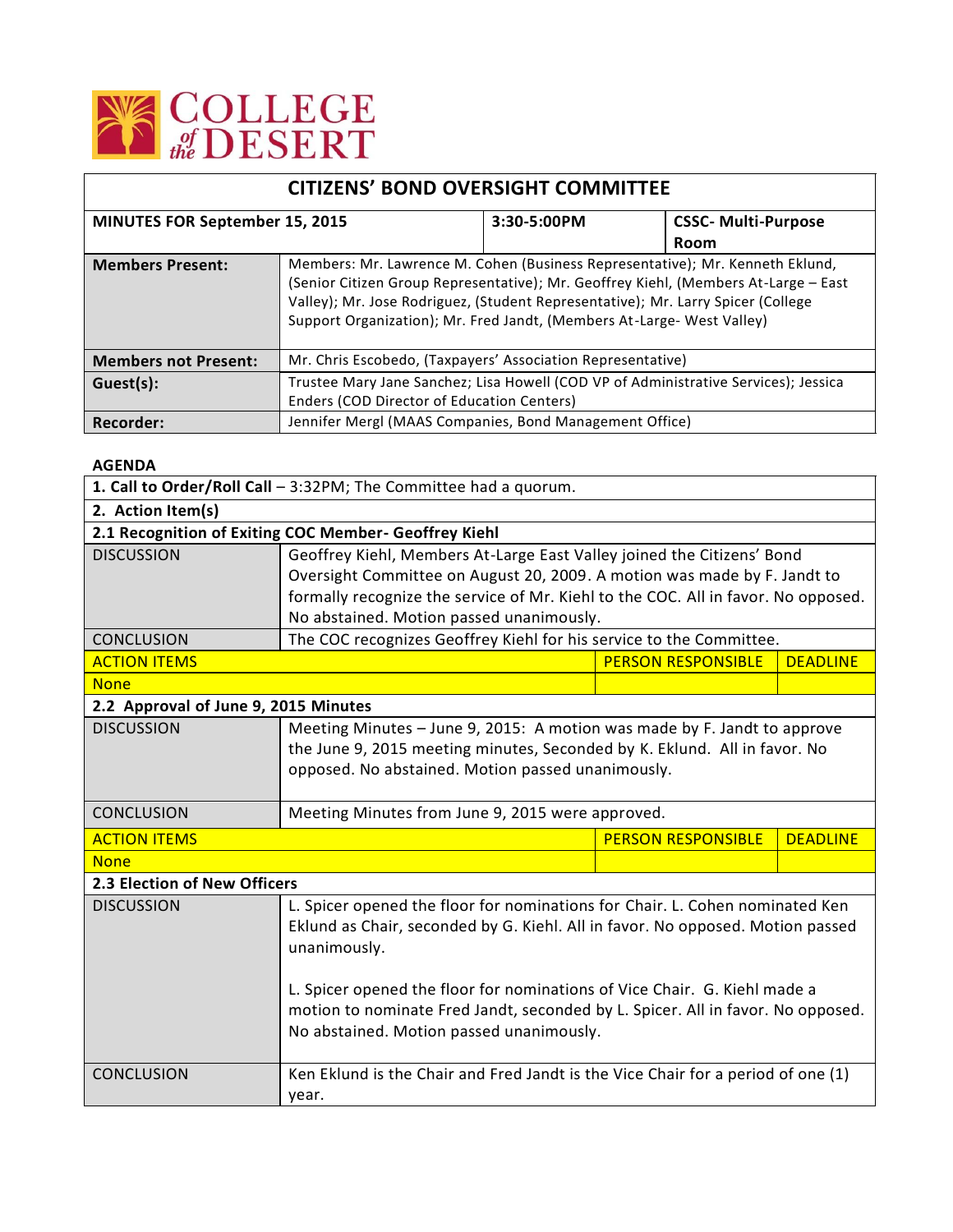COLLEGE of the DESERT

## CITIZENS' BOND OVERSIGHT COMMITTEE

| MINUTES FOR September 15, 2015 | 3:30-5:00PM | CSSC- Multi-Purpose Room |
|---|---|---|

| | |
|---|---|
| **Members Present:** | Members: Mr. Lawrence M. Cohen (Business Representative); Mr. Kenneth Eklund, (Senior Citizen Group Representative); Mr. Geoffrey Kiehl, (Members At-Large – East Valley); Mr. Jose Rodriguez, (Student Representative); Mr. Larry Spicer (College Support Organization); Mr. Fred Jandt, (Members At-Large- West Valley) |
| **Members not Present:** | Mr. Chris Escobedo, (Taxpayers' Association Representative) |
| **Guest(s):** | Trustee Mary Jane Sanchez; Lisa Howell (COD VP of Administrative Services); Jessica Enders (COD Director of Education Centers) |
| **Recorder:** | Jennifer Mergl (MAAS Companies, Bond Management Office) |

**AGENDA**

| | | | |
|---|---|---|---|
| **1. Call to Order/Roll Call** – 3:32PM; The Committee had a quorum. | | | |
| **2. Action Item(s)** | | | |
| **2.1 Recognition of Exiting COC Member- Geoffrey Kiehl** | | | |
| DISCUSSION | Geoffrey Kiehl, Members At-Large East Valley joined the Citizens' Bond Oversight Committee on August 20, 2009. A motion was made by F. Jandt to formally recognize the service of Mr. Kiehl to the COC. All in favor. No opposed. No abstained. Motion passed unanimously. | | |
| CONCLUSION | The COC recognizes Geoffrey Kiehl for his service to the Committee. | | |
| ACTION ITEMS | | PERSON RESPONSIBLE | DEADLINE |
| None | | | |
| **2.2 Approval of June 9, 2015 Minutes** | | | |
| DISCUSSION | Meeting Minutes – June 9, 2015: A motion was made by F. Jandt to approve the June 9, 2015 meeting minutes, Seconded by K. Eklund. All in favor. No opposed. No abstained. Motion passed unanimously. | | |
| CONCLUSION | Meeting Minutes from June 9, 2015 were approved. | | |
| ACTION ITEMS | | PERSON RESPONSIBLE | DEADLINE |
| None | | | |
| **2.3 Election of New Officers** | | | |
| DISCUSSION | L. Spicer opened the floor for nominations for Chair. L. Cohen nominated Ken Eklund as Chair, seconded by G. Kiehl. All in favor. No opposed. Motion passed unanimously.<br><br>L. Spicer opened the floor for nominations of Vice Chair. G. Kiehl made a motion to nominate Fred Jandt, seconded by L. Spicer. All in favor. No opposed. No abstained. Motion passed unanimously. | | |
| CONCLUSION | Ken Eklund is the Chair and Fred Jandt is the Vice Chair for a period of one (1) year. | | |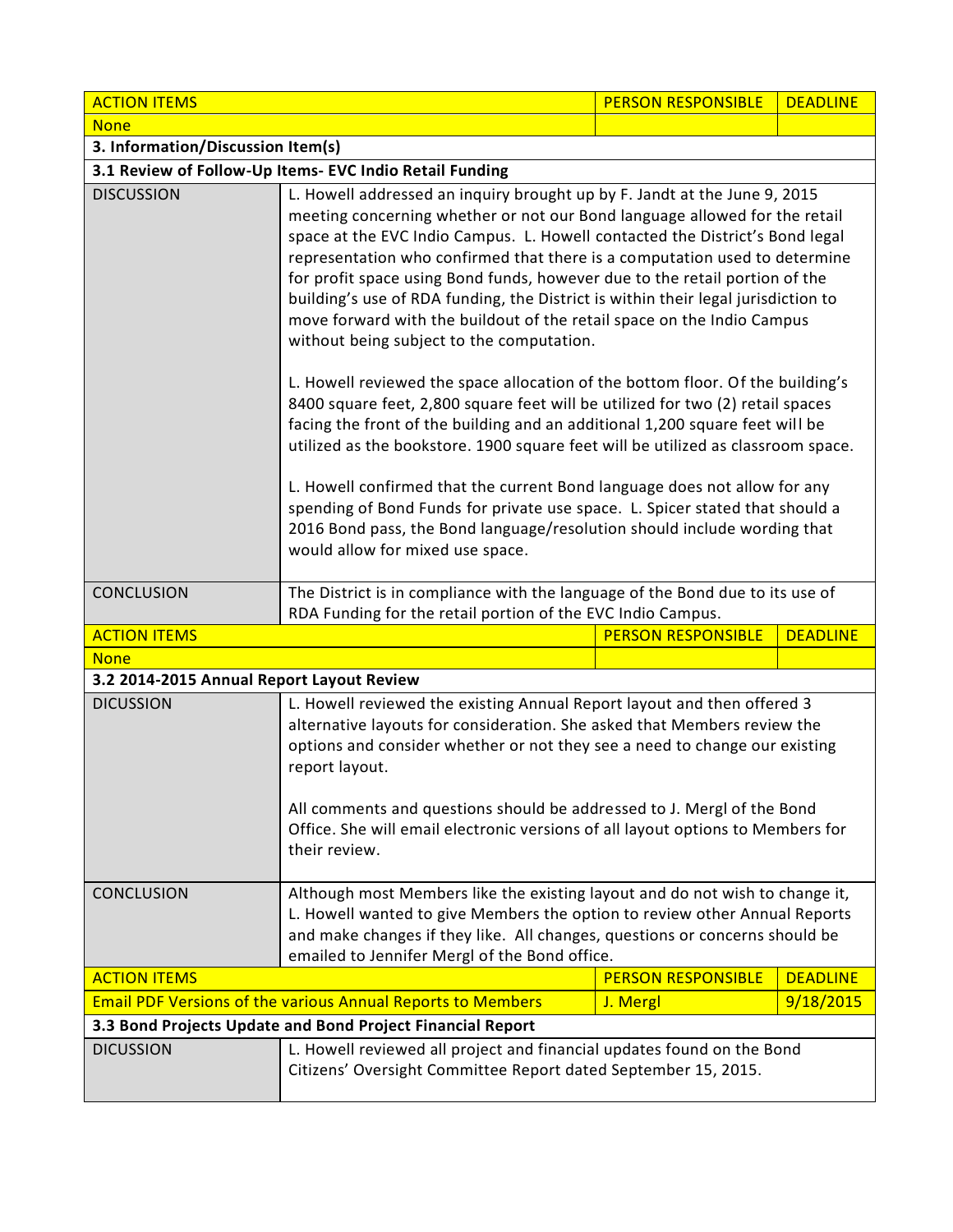| ACTION ITEMS | | PERSON RESPONSIBLE | DEADLINE |
|---|---|---|---|
| None | | | |

**3. Information/Discussion Item(s)**

**3.1 Review of Follow-Up Items- EVC Indio Retail Funding**

| | |
|---|---|
| DISCUSSION | L. Howell addressed an inquiry brought up by F. Jandt at the June 9, 2015 meeting concerning whether or not our Bond language allowed for the retail space at the EVC Indio Campus. L. Howell contacted the District's Bond legal representation who confirmed that there is a computation used to determine for profit space using Bond funds, however due to the retail portion of the building's use of RDA funding, the District is within their legal jurisdiction to move forward with the buildout of the retail space on the Indio Campus without being subject to the computation.<br><br>L. Howell reviewed the space allocation of the bottom floor. Of the building's 8400 square feet, 2,800 square feet will be utilized for two (2) retail spaces facing the front of the building and an additional 1,200 square feet will be utilized as the bookstore. 1900 square feet will be utilized as classroom space.<br><br>L. Howell confirmed that the current Bond language does not allow for any spending of Bond Funds for private use space. L. Spicer stated that should a 2016 Bond pass, the Bond language/resolution should include wording that would allow for mixed use space. |
| CONCLUSION | The District is in compliance with the language of the Bond due to its use of RDA Funding for the retail portion of the EVC Indio Campus. |

| ACTION ITEMS | | PERSON RESPONSIBLE | DEADLINE |
|---|---|---|---|
| None | | | |

**3.2 2014-2015 Annual Report Layout Review**

| | |
|---|---|
| DICUSSION | L. Howell reviewed the existing Annual Report layout and then offered 3 alternative layouts for consideration. She asked that Members review the options and consider whether or not they see a need to change our existing report layout.<br><br>All comments and questions should be addressed to J. Mergl of the Bond Office. She will email electronic versions of all layout options to Members for their review. |
| CONCLUSION | Although most Members like the existing layout and do not wish to change it, L. Howell wanted to give Members the option to review other Annual Reports and make changes if they like. All changes, questions or concerns should be emailed to Jennifer Mergl of the Bond office. |

| ACTION ITEMS | | PERSON RESPONSIBLE | DEADLINE |
|---|---|---|---|
| Email PDF Versions of the various Annual Reports to Members | | J. Mergl | 9/18/2015 |

**3.3 Bond Projects Update and Bond Project Financial Report**

| | |
|---|---|
| DICUSSION | L. Howell reviewed all project and financial updates found on the Bond Citizens' Oversight Committee Report dated September 15, 2015. |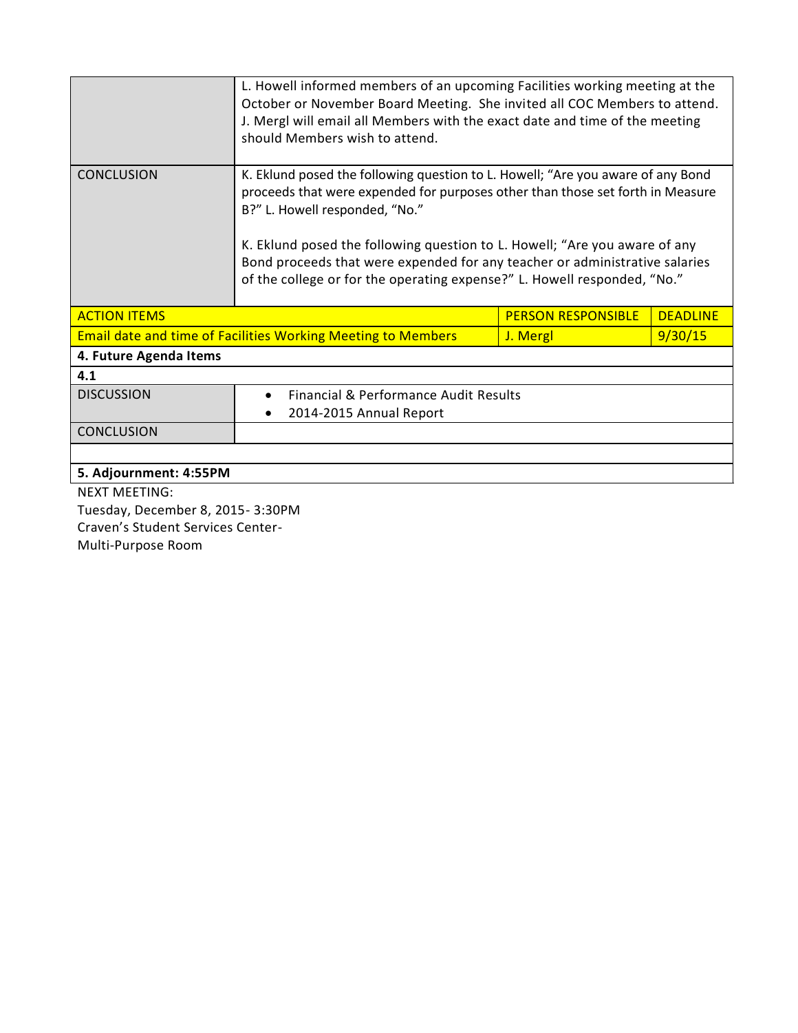| | | | |
|---|---|---|---|
| | L. Howell informed members of an upcoming Facilities working meeting at the October or November Board Meeting. She invited all COC Members to attend. J. Mergl will email all Members with the exact date and time of the meeting should Members wish to attend. | | |
| CONCLUSION | K. Eklund posed the following question to L. Howell; "Are you aware of any Bond proceeds that were expended for purposes other than those set forth in Measure B?" L. Howell responded, "No."<br><br>K. Eklund posed the following question to L. Howell; "Are you aware of any Bond proceeds that were expended for any teacher or administrative salaries of the college or for the operating expense?" L. Howell responded, "No." | | |
| ACTION ITEMS | | PERSON RESPONSIBLE | DEADLINE |
| Email date and time of Facilities Working Meeting to Members | | J. Mergl | 9/30/15 |
| **4. Future Agenda Items** | | | |
| **4.1** | | | |
| DISCUSSION | • Financial & Performance Audit Results<br>• 2014-2015 Annual Report | | |
| CONCLUSION | | | |
| | | | |
| **5. Adjournment: 4:55PM** | | | |

NEXT MEETING:
Tuesday, December 8, 2015- 3:30PM
Craven's Student Services Center-
Multi-Purpose Room